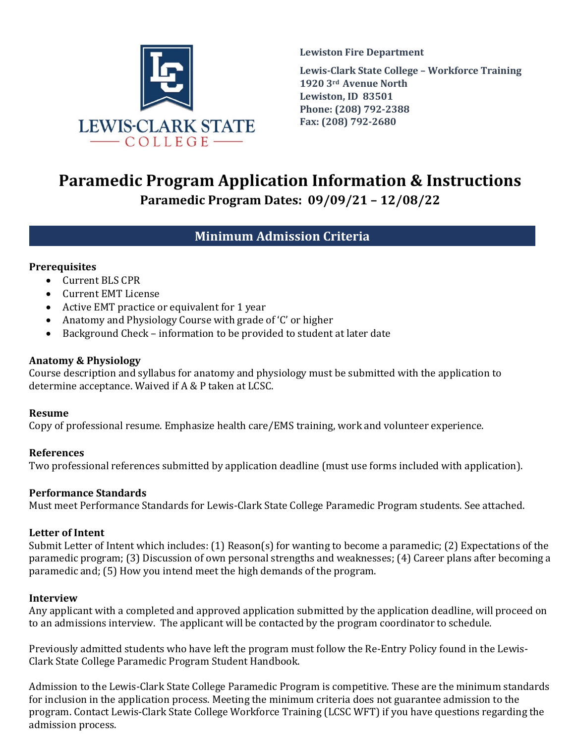Lewis-Clark State College

**Lewiston Fire Department**

**Lewis-Clark State College – Workforce Training**
**1920 3rd Avenue North**
**Lewiston, ID 83501**
**Phone: (208) 792-2388**
**Fax: (208) 792-2680**

# Paramedic Program Application Information & Instructions

## Paramedic Program Dates: 09/09/21 – 12/08/22

## Minimum Admission Criteria

### Prerequisites

- Current BLS CPR
- Current EMT License
- Active EMT practice or equivalent for 1 year
- Anatomy and Physiology Course with grade of 'C' or higher
- Background Check – information to be provided to student at later date

### Anatomy & Physiology

Course description and syllabus for anatomy and physiology must be submitted with the application to determine acceptance. Waived if A & P taken at LCSC.

### Resume

Copy of professional resume. Emphasize health care/EMS training, work and volunteer experience.

### References

Two professional references submitted by application deadline (must use forms included with application).

### Performance Standards

Must meet Performance Standards for Lewis-Clark State College Paramedic Program students. See attached.

### Letter of Intent

Submit Letter of Intent which includes: (1) Reason(s) for wanting to become a paramedic; (2) Expectations of the paramedic program; (3) Discussion of own personal strengths and weaknesses; (4) Career plans after becoming a paramedic and; (5) How you intend meet the high demands of the program.

### Interview

Any applicant with a completed and approved application submitted by the application deadline, will proceed on to an admissions interview. The applicant will be contacted by the program coordinator to schedule.

Previously admitted students who have left the program must follow the Re-Entry Policy found in the Lewis-Clark State College Paramedic Program Student Handbook.

Admission to the Lewis-Clark State College Paramedic Program is competitive. These are the minimum standards for inclusion in the application process. Meeting the minimum criteria does not guarantee admission to the program. Contact Lewis-Clark State College Workforce Training (LCSC WFT) if you have questions regarding the admission process.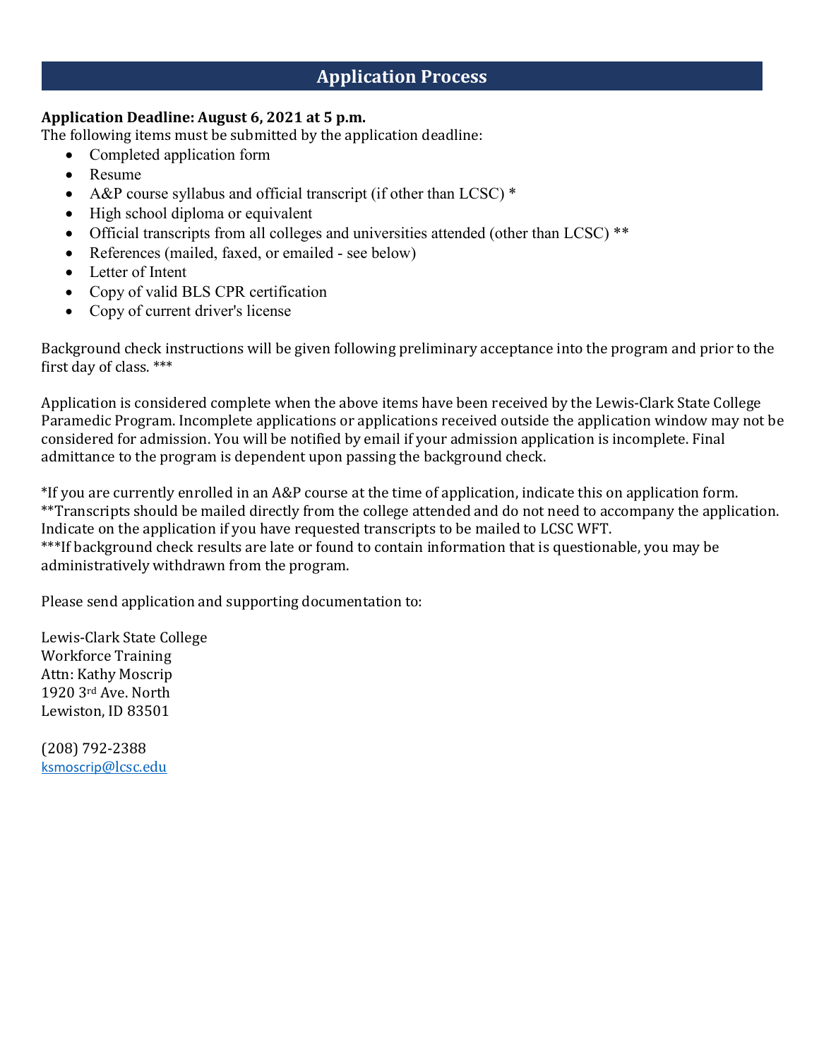## Application Process

**Application Deadline: August 6, 2021 at 5 p.m.**

The following items must be submitted by the application deadline:

- Completed application form
- Resume
- A&P course syllabus and official transcript (if other than LCSC) *
- High school diploma or equivalent
- Official transcripts from all colleges and universities attended (other than LCSC) **
- References (mailed, faxed, or emailed - see below)
- Letter of Intent
- Copy of valid BLS CPR certification
- Copy of current driver's license

Background check instructions will be given following preliminary acceptance into the program and prior to the first day of class. ***

Application is considered complete when the above items have been received by the Lewis-Clark State College Paramedic Program. Incomplete applications or applications received outside the application window may not be considered for admission. You will be notified by email if your admission application is incomplete. Final admittance to the program is dependent upon passing the background check.

*If you are currently enrolled in an A&P course at the time of application, indicate this on application form.
**Transcripts should be mailed directly from the college attended and do not need to accompany the application. Indicate on the application if you have requested transcripts to be mailed to LCSC WFT.
***If background check results are late or found to contain information that is questionable, you may be administratively withdrawn from the program.

Please send application and supporting documentation to:

Lewis-Clark State College
Workforce Training
Attn: Kathy Moscrip
1920 3rd Ave. North
Lewiston, ID 83501

(208) 792-2388
ksmoscrip@lcsc.edu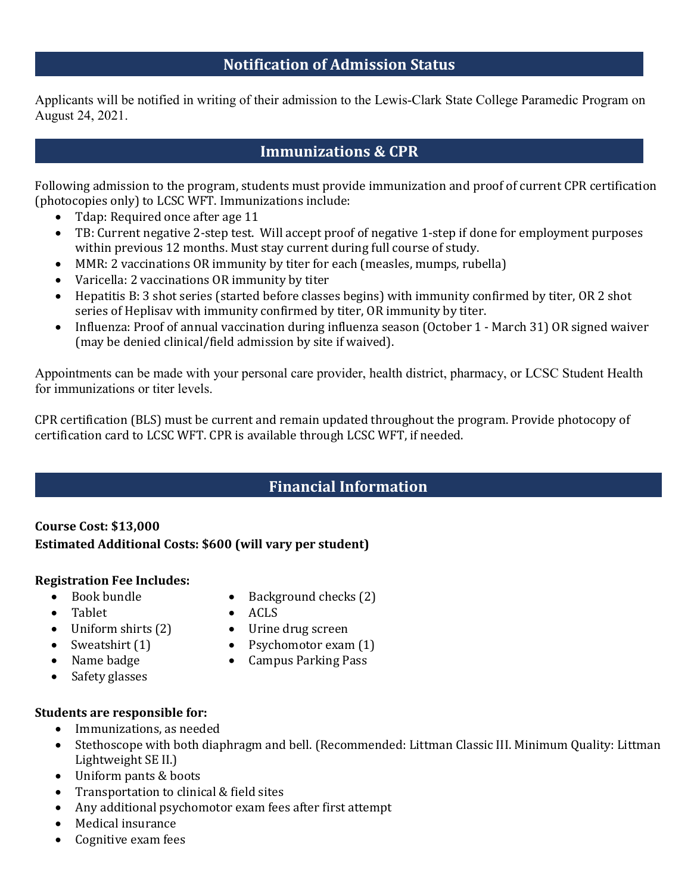## Notification of Admission Status

Applicants will be notified in writing of their admission to the Lewis-Clark State College Paramedic Program on August 24, 2021.

## Immunizations & CPR

Following admission to the program, students must provide immunization and proof of current CPR certification (photocopies only) to LCSC WFT. Immunizations include:

- Tdap: Required once after age 11
- TB: Current negative 2-step test. Will accept proof of negative 1-step if done for employment purposes within previous 12 months. Must stay current during full course of study.
- MMR: 2 vaccinations OR immunity by titer for each (measles, mumps, rubella)
- Varicella: 2 vaccinations OR immunity by titer
- Hepatitis B: 3 shot series (started before classes begins) with immunity confirmed by titer, OR 2 shot series of Heplisav with immunity confirmed by titer, OR immunity by titer.
- Influenza: Proof of annual vaccination during influenza season (October 1 - March 31) OR signed waiver (may be denied clinical/field admission by site if waived).

Appointments can be made with your personal care provider, health district, pharmacy, or LCSC Student Health for immunizations or titer levels.

CPR certification (BLS) must be current and remain updated throughout the program. Provide photocopy of certification card to LCSC WFT. CPR is available through LCSC WFT, if needed.

## Financial Information

**Course Cost: $13,000**
**Estimated Additional Costs: $600 (will vary per student)**

**Registration Fee Includes:**

- Book bundle
- Tablet
- Uniform shirts (2)
- Sweatshirt (1)
- Name badge
- Safety glasses
- Background checks (2)
- ACLS
- Urine drug screen
- Psychomotor exam (1)
- Campus Parking Pass

**Students are responsible for:**

- Immunizations, as needed
- Stethoscope with both diaphragm and bell. (Recommended: Littman Classic III. Minimum Quality: Littman Lightweight SE II.)
- Uniform pants & boots
- Transportation to clinical & field sites
- Any additional psychomotor exam fees after first attempt
- Medical insurance
- Cognitive exam fees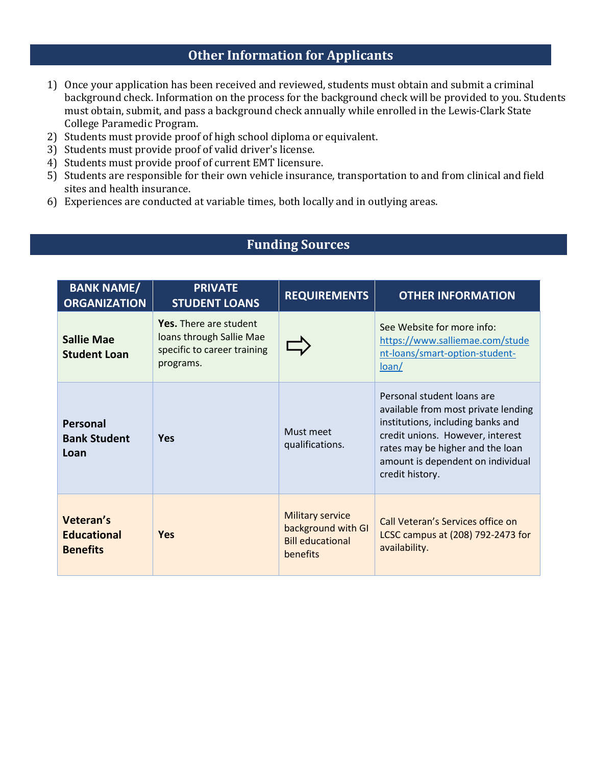## Other Information for Applicants

1) Once your application has been received and reviewed, students must obtain and submit a criminal background check. Information on the process for the background check will be provided to you. Students must obtain, submit, and pass a background check annually while enrolled in the Lewis-Clark State College Paramedic Program.
2) Students must provide proof of high school diploma or equivalent.
3) Students must provide proof of valid driver's license.
4) Students must provide proof of current EMT licensure.
5) Students are responsible for their own vehicle insurance, transportation to and from clinical and field sites and health insurance.
6) Experiences are conducted at variable times, both locally and in outlying areas.

## Funding Sources

| BANK NAME/ ORGANIZATION | PRIVATE STUDENT LOANS | REQUIREMENTS | OTHER INFORMATION |
|---|---|---|---|
| **Sallie Mae Student Loan** | **Yes.** There are student loans through Sallie Mae specific to career training programs. | ⇨ | See Website for more info: https://www.salliemae.com/student-loans/smart-option-student-loan/ |
| **Personal Bank Student Loan** | **Yes** | Must meet qualifications. | Personal student loans are available from most private lending institutions, including banks and credit unions. However, interest rates may be higher and the loan amount is dependent on individual credit history. |
| **Veteran's Educational Benefits** | **Yes** | Military service background with GI Bill educational benefits | Call Veteran's Services office on LCSC campus at (208) 792-2473 for availability. |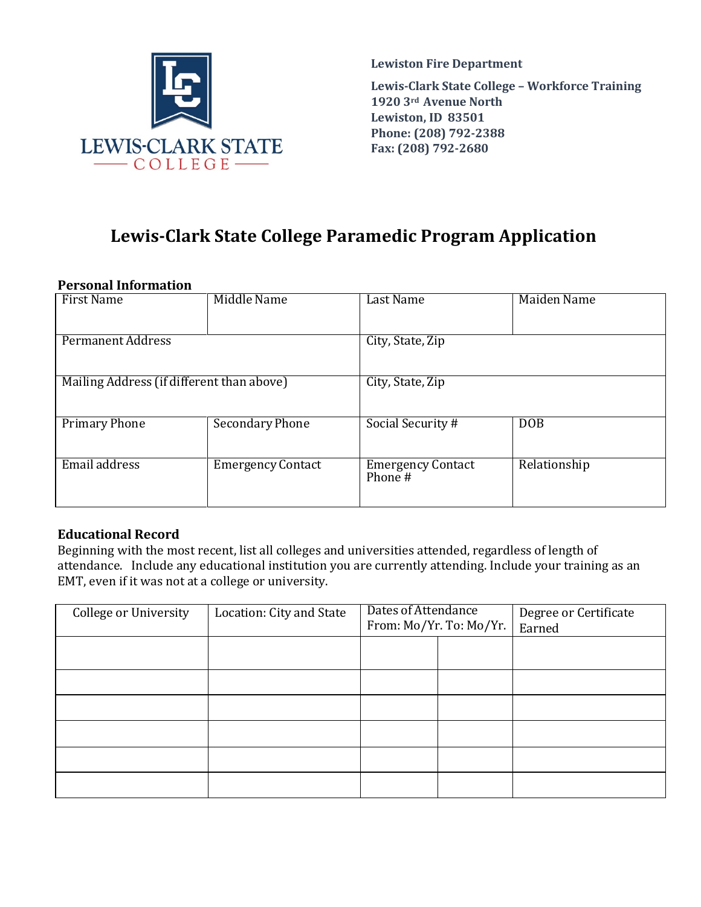LEWIS-CLARK STATE COLLEGE

**Lewiston Fire Department**

**Lewis-Clark State College – Workforce Training**
**1920 3rd Avenue North**
**Lewiston, ID 83501**
**Phone: (208) 792-2388**
**Fax: (208) 792-2680**

# Lewis-Clark State College Paramedic Program Application

**Personal Information**

| First Name | Middle Name | Last Name | Maiden Name |
|---|---|---|---|
| Permanent Address | | City, State, Zip | |
| Mailing Address (if different than above) | | City, State, Zip | |
| Primary Phone | Secondary Phone | Social Security # | DOB |
| Email address | Emergency Contact | Emergency Contact Phone # | Relationship |

**Educational Record**

Beginning with the most recent, list all colleges and universities attended, regardless of length of attendance. Include any educational institution you are currently attending. Include your training as an EMT, even if it was not at a college or university.

| College or University | Location: City and State | Dates of Attendance From: Mo/Yr. | To: Mo/Yr. | Degree or Certificate Earned |
|---|---|---|---|---|
| | | | | |
| | | | | |
| | | | | |
| | | | | |
| | | | | |
| | | | | |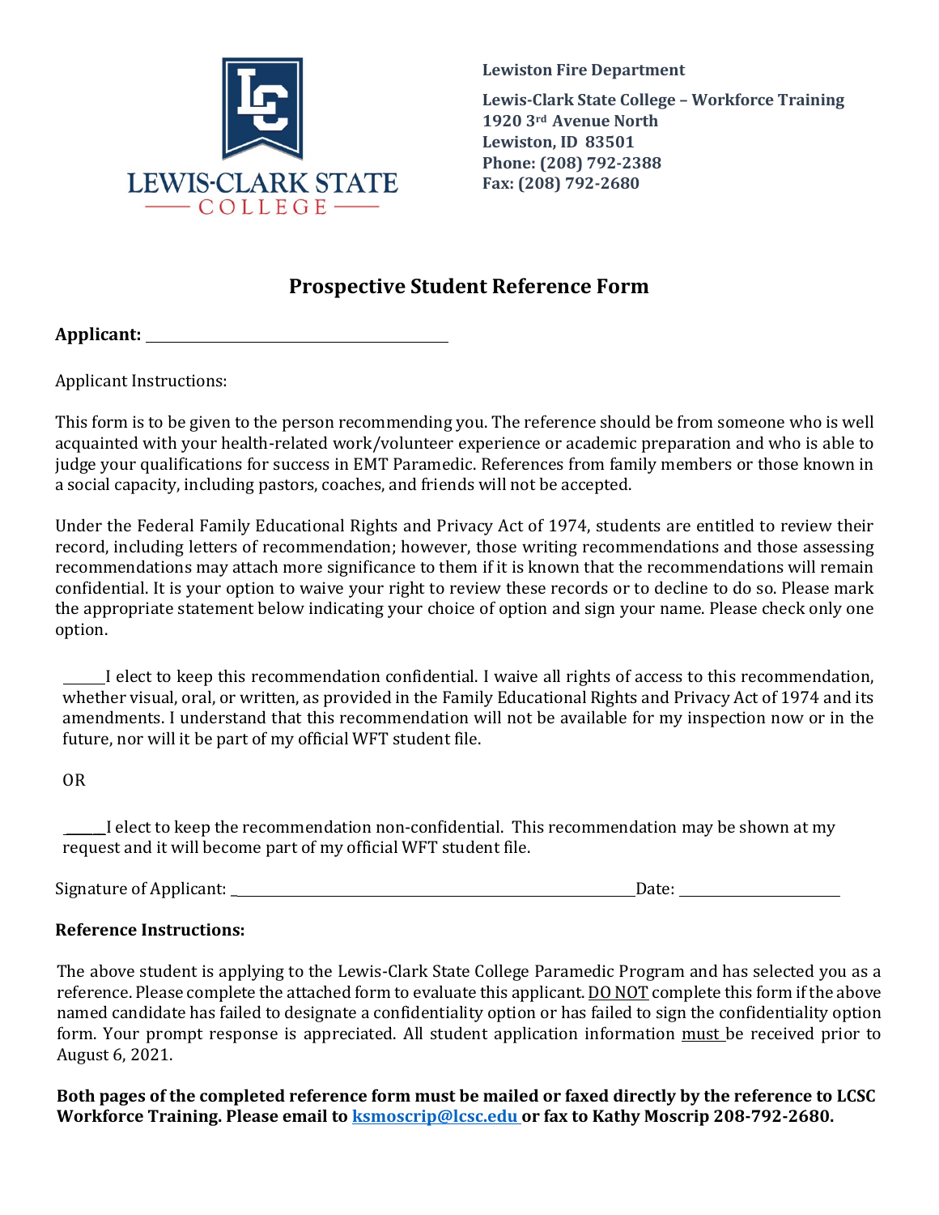**Lewiston Fire Department**

**Lewis-Clark State College – Workforce Training**
**1920 3rd Avenue North**
**Lewiston, ID 83501**
**Phone: (208) 792-2388**
**Fax: (208) 792-2680**

## Prospective Student Reference Form

**Applicant:** ______________________________

Applicant Instructions:

This form is to be given to the person recommending you. The reference should be from someone who is well acquainted with your health-related work/volunteer experience or academic preparation and who is able to judge your qualifications for success in EMT Paramedic. References from family members or those known in a social capacity, including pastors, coaches, and friends will not be accepted.

Under the Federal Family Educational Rights and Privacy Act of 1974, students are entitled to review their record, including letters of recommendation; however, those writing recommendations and those assessing recommendations may attach more significance to them if it is known that the recommendations will remain confidential. It is your option to waive your right to review these records or to decline to do so. Please mark the appropriate statement below indicating your choice of option and sign your name. Please check only one option.

______I elect to keep this recommendation confidential. I waive all rights of access to this recommendation, whether visual, oral, or written, as provided in the Family Educational Rights and Privacy Act of 1974 and its amendments. I understand that this recommendation will not be available for my inspection now or in the future, nor will it be part of my official WFT student file.

OR

______I elect to keep the recommendation non-confidential. This recommendation may be shown at my request and it will become part of my official WFT student file.

Signature of Applicant: ________________________________________ Date: ________________

**Reference Instructions:**

The above student is applying to the Lewis-Clark State College Paramedic Program and has selected you as a reference. Please complete the attached form to evaluate this applicant. DO NOT complete this form if the above named candidate has failed to designate a confidentiality option or has failed to sign the confidentiality option form. Your prompt response is appreciated. All student application information must be received prior to August 6, 2021.

**Both pages of the completed reference form must be mailed or faxed directly by the reference to LCSC Workforce Training. Please email to ksmoscrip@lcsc.edu or fax to Kathy Moscrip 208-792-2680.**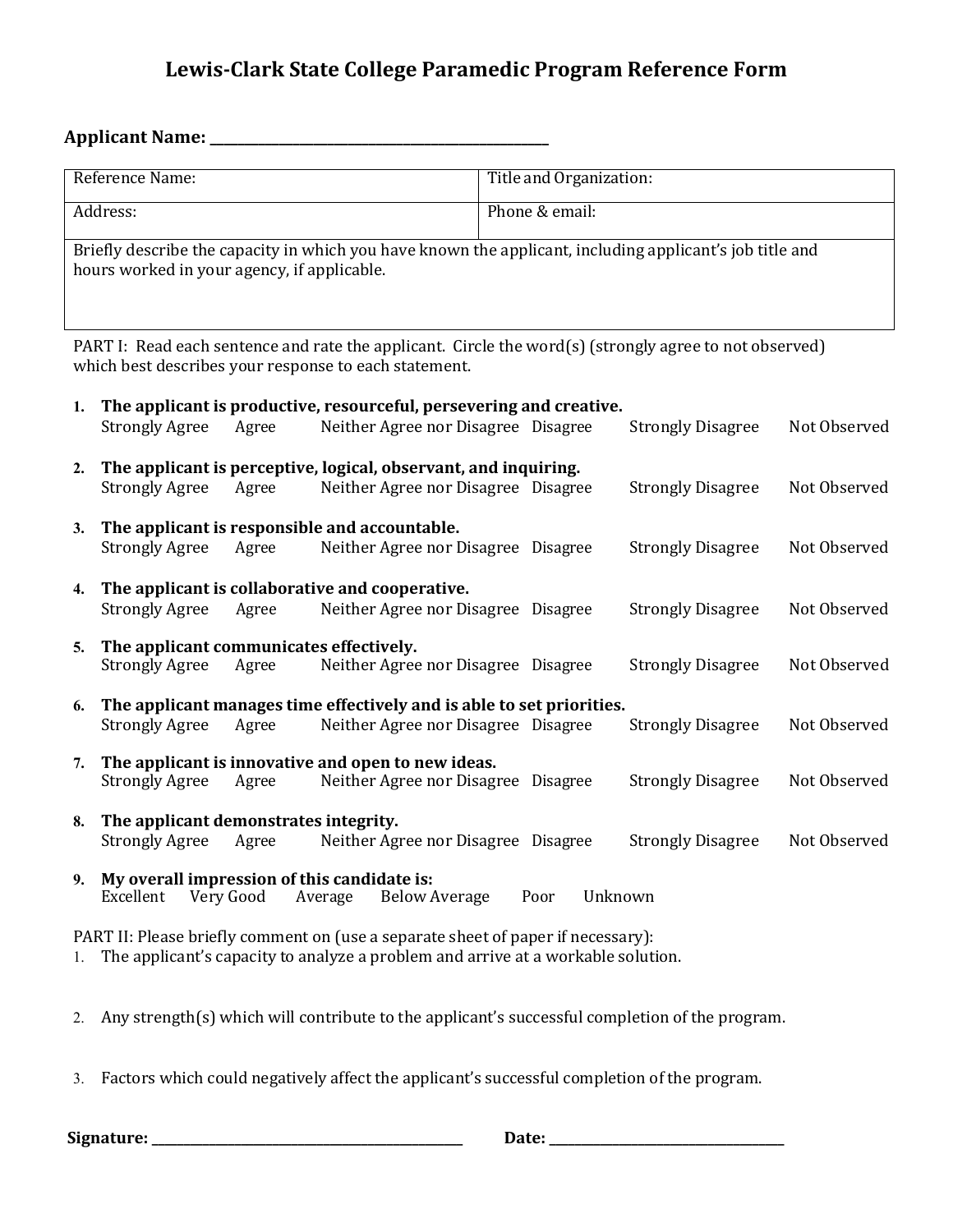# Lewis-Clark State College Paramedic Program Reference Form

**Applicant Name:** ______________________________________________

| Reference Name: | Title and Organization: |
|---|---|
| Address: | Phone & email: |
| Briefly describe the capacity in which you have known the applicant, including applicant's job title and hours worked in your agency, if applicable. | |

PART I: Read each sentence and rate the applicant. Circle the word(s) (strongly agree to not observed) which best describes your response to each statement.

1. **The applicant is productive, resourceful, persevering and creative.**
   Strongly Agree    Agree    Neither Agree nor Disagree    Disagree    Strongly Disagree    Not Observed

2. **The applicant is perceptive, logical, observant, and inquiring.**
   Strongly Agree    Agree    Neither Agree nor Disagree    Disagree    Strongly Disagree    Not Observed

3. **The applicant is responsible and accountable.**
   Strongly Agree    Agree    Neither Agree nor Disagree    Disagree    Strongly Disagree    Not Observed

4. **The applicant is collaborative and cooperative.**
   Strongly Agree    Agree    Neither Agree nor Disagree    Disagree    Strongly Disagree    Not Observed

5. **The applicant communicates effectively.**
   Strongly Agree    Agree    Neither Agree nor Disagree    Disagree    Strongly Disagree    Not Observed

6. **The applicant manages time effectively and is able to set priorities.**
   Strongly Agree    Agree    Neither Agree nor Disagree    Disagree    Strongly Disagree    Not Observed

7. **The applicant is innovative and open to new ideas.**
   Strongly Agree    Agree    Neither Agree nor Disagree    Disagree    Strongly Disagree    Not Observed

8. **The applicant demonstrates integrity.**
   Strongly Agree    Agree    Neither Agree nor Disagree    Disagree    Strongly Disagree    Not Observed

9. **My overall impression of this candidate is:**
   Excellent    Very Good    Average    Below Average    Poor    Unknown

PART II: Please briefly comment on (use a separate sheet of paper if necessary):

1. The applicant's capacity to analyze a problem and arrive at a workable solution.

2. Any strength(s) which will contribute to the applicant's successful completion of the program.

3. Factors which could negatively affect the applicant's successful completion of the program.

**Signature:** ______________________________________________    **Date:** ________________________________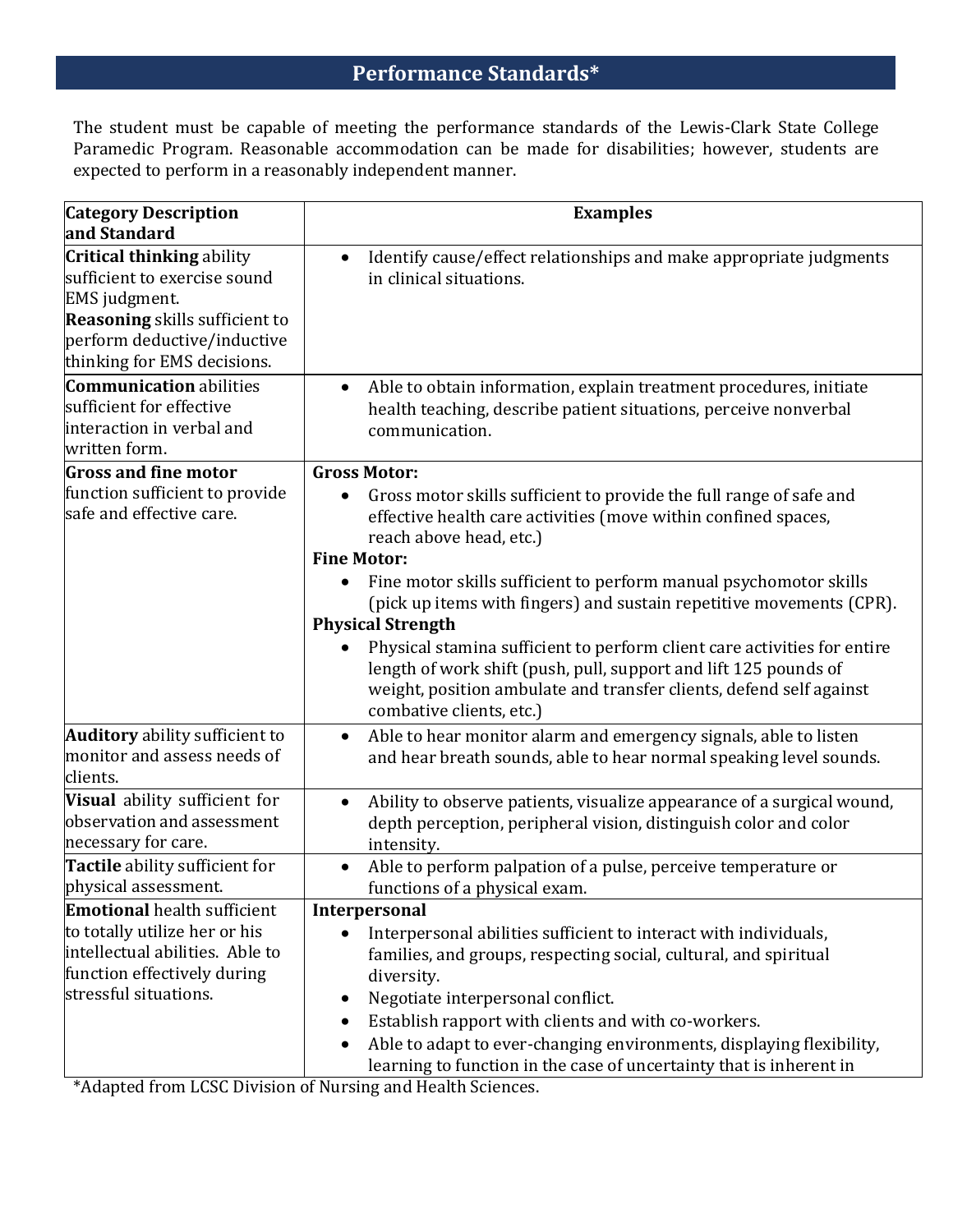## Performance Standards*

The student must be capable of meeting the performance standards of the Lewis-Clark State College Paramedic Program. Reasonable accommodation can be made for disabilities; however, students are expected to perform in a reasonably independent manner.

| **Category Description and Standard** | **Examples** |
| --- | --- |
| **Critical thinking** ability sufficient to exercise sound EMS judgment. **Reasoning** skills sufficient to perform deductive/inductive thinking for EMS decisions. | • Identify cause/effect relationships and make appropriate judgments in clinical situations. |
| **Communication** abilities sufficient for effective interaction in verbal and written form. | • Able to obtain information, explain treatment procedures, initiate health teaching, describe patient situations, perceive nonverbal communication. |
| **Gross and fine motor** function sufficient to provide safe and effective care. | **Gross Motor:** • Gross motor skills sufficient to provide the full range of safe and effective health care activities (move within confined spaces, reach above head, etc.) **Fine Motor:** • Fine motor skills sufficient to perform manual psychomotor skills (pick up items with fingers) and sustain repetitive movements (CPR). **Physical Strength** • Physical stamina sufficient to perform client care activities for entire length of work shift (push, pull, support and lift 125 pounds of weight, position ambulate and transfer clients, defend self against combative clients, etc.) |
| **Auditory** ability sufficient to monitor and assess needs of clients. | • Able to hear monitor alarm and emergency signals, able to listen and hear breath sounds, able to hear normal speaking level sounds. |
| **Visual** ability sufficient for observation and assessment necessary for care. | • Ability to observe patients, visualize appearance of a surgical wound, depth perception, peripheral vision, distinguish color and color intensity. |
| **Tactile** ability sufficient for physical assessment. | • Able to perform palpation of a pulse, perceive temperature or functions of a physical exam. |
| **Emotional** health sufficient to totally utilize her or his intellectual abilities. Able to function effectively during stressful situations. | **Interpersonal** • Interpersonal abilities sufficient to interact with individuals, families, and groups, respecting social, cultural, and spiritual diversity. • Negotiate interpersonal conflict. • Establish rapport with clients and with co-workers. • Able to adapt to ever-changing environments, displaying flexibility, learning to function in the case of uncertainty that is inherent in |

*Adapted from LCSC Division of Nursing and Health Sciences.